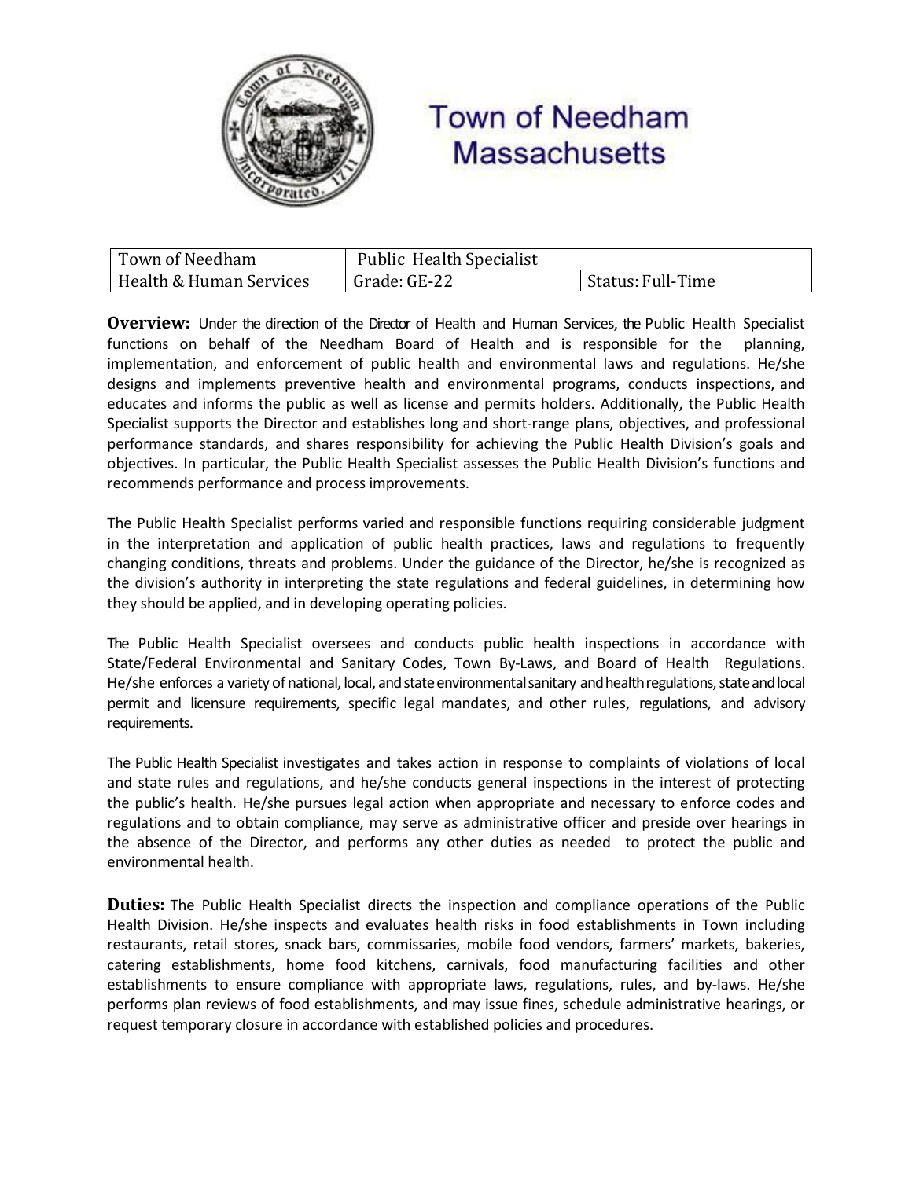# Town of Needham Massachusetts

| Town of Needham | Public Health Specialist | |
|---|---|---|
| Health & Human Services | Grade: GE-22 | Status: Full-Time |

**Overview:** Under the direction of the Director of Health and Human Services, the Public Health Specialist functions on behalf of the Needham Board of Health and is responsible for the planning, implementation, and enforcement of public health and environmental laws and regulations. He/she designs and implements preventive health and environmental programs, conducts inspections, and educates and informs the public as well as license and permits holders. Additionally, the Public Health Specialist supports the Director and establishes long and short-range plans, objectives, and professional performance standards, and shares responsibility for achieving the Public Health Division's goals and objectives. In particular, the Public Health Specialist assesses the Public Health Division's functions and recommends performance and process improvements.

The Public Health Specialist performs varied and responsible functions requiring considerable judgment in the interpretation and application of public health practices, laws and regulations to frequently changing conditions, threats and problems. Under the guidance of the Director, he/she is recognized as the division's authority in interpreting the state regulations and federal guidelines, in determining how they should be applied, and in developing operating policies.

The Public Health Specialist oversees and conducts public health inspections in accordance with State/Federal Environmental and Sanitary Codes, Town By-Laws, and Board of Health Regulations. He/she enforces a variety of national, local, and state environmental sanitary and health regulations, state and local permit and licensure requirements, specific legal mandates, and other rules, regulations, and advisory requirements.

The Public Health Specialist investigates and takes action in response to complaints of violations of local and state rules and regulations, and he/she conducts general inspections in the interest of protecting the public's health. He/she pursues legal action when appropriate and necessary to enforce codes and regulations and to obtain compliance, may serve as administrative officer and preside over hearings in the absence of the Director, and performs any other duties as needed to protect the public and environmental health.

**Duties:** The Public Health Specialist directs the inspection and compliance operations of the Public Health Division. He/she inspects and evaluates health risks in food establishments in Town including restaurants, retail stores, snack bars, commissaries, mobile food vendors, farmers' markets, bakeries, catering establishments, home food kitchens, carnivals, food manufacturing facilities and other establishments to ensure compliance with appropriate laws, regulations, rules, and by-laws. He/she performs plan reviews of food establishments, and may issue fines, schedule administrative hearings, or request temporary closure in accordance with established policies and procedures.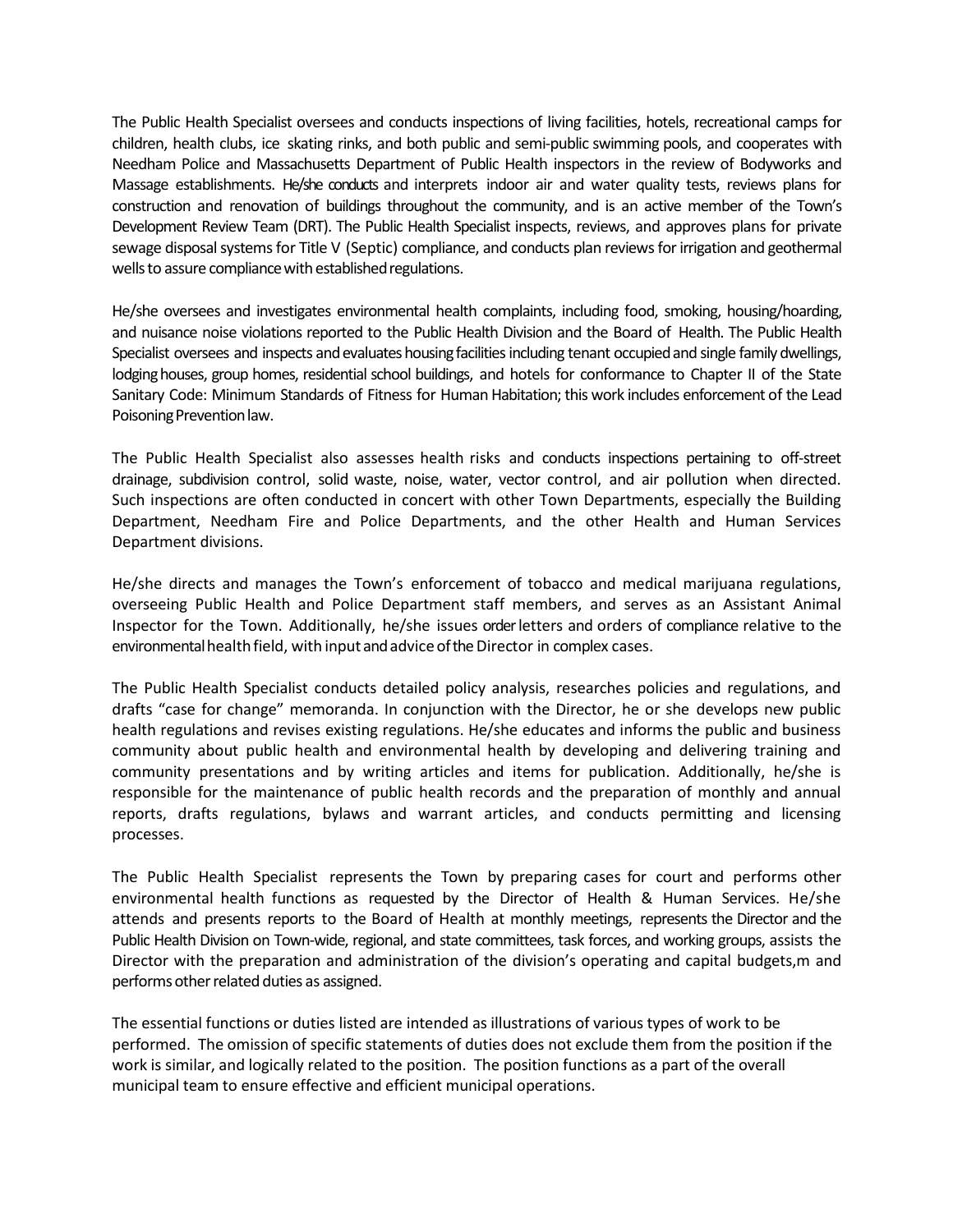The Public Health Specialist oversees and conducts inspections of living facilities, hotels, recreational camps for children, health clubs, ice skating rinks, and both public and semi-public swimming pools, and cooperates with Needham Police and Massachusetts Department of Public Health inspectors in the review of Bodyworks and Massage establishments. He/she conducts and interprets indoor air and water quality tests, reviews plans for construction and renovation of buildings throughout the community, and is an active member of the Town's Development Review Team (DRT). The Public Health Specialist inspects, reviews, and approves plans for private sewage disposal systems for Title V (Septic) compliance, and conducts plan reviews for irrigation and geothermal wells to assure compliance with established regulations.

He/she oversees and investigates environmental health complaints, including food, smoking, housing/hoarding, and nuisance noise violations reported to the Public Health Division and the Board of Health. The Public Health Specialist oversees and inspects and evaluates housing facilities including tenant occupied and single family dwellings, lodging houses, group homes, residential school buildings, and hotels for conformance to Chapter II of the State Sanitary Code: Minimum Standards of Fitness for Human Habitation; this work includes enforcement of the Lead Poisoning Prevention law.

The Public Health Specialist also assesses health risks and conducts inspections pertaining to off-street drainage, subdivision control, solid waste, noise, water, vector control, and air pollution when directed. Such inspections are often conducted in concert with other Town Departments, especially the Building Department, Needham Fire and Police Departments, and the other Health and Human Services Department divisions.

He/she directs and manages the Town's enforcement of tobacco and medical marijuana regulations, overseeing Public Health and Police Department staff members, and serves as an Assistant Animal Inspector for the Town. Additionally, he/she issues order letters and orders of compliance relative to the environmental health field, with input and advice of the Director in complex cases.

The Public Health Specialist conducts detailed policy analysis, researches policies and regulations, and drafts "case for change" memoranda. In conjunction with the Director, he or she develops new public health regulations and revises existing regulations. He/she educates and informs the public and business community about public health and environmental health by developing and delivering training and community presentations and by writing articles and items for publication. Additionally, he/she is responsible for the maintenance of public health records and the preparation of monthly and annual reports, drafts regulations, bylaws and warrant articles, and conducts permitting and licensing processes.

The Public Health Specialist represents the Town by preparing cases for court and performs other environmental health functions as requested by the Director of Health & Human Services. He/she attends and presents reports to the Board of Health at monthly meetings, represents the Director and the Public Health Division on Town-wide, regional, and state committees, task forces, and working groups, assists the Director with the preparation and administration of the division's operating and capital budgets,m and performs other related duties as assigned.

The essential functions or duties listed are intended as illustrations of various types of work to be performed. The omission of specific statements of duties does not exclude them from the position if the work is similar, and logically related to the position. The position functions as a part of the overall municipal team to ensure effective and efficient municipal operations.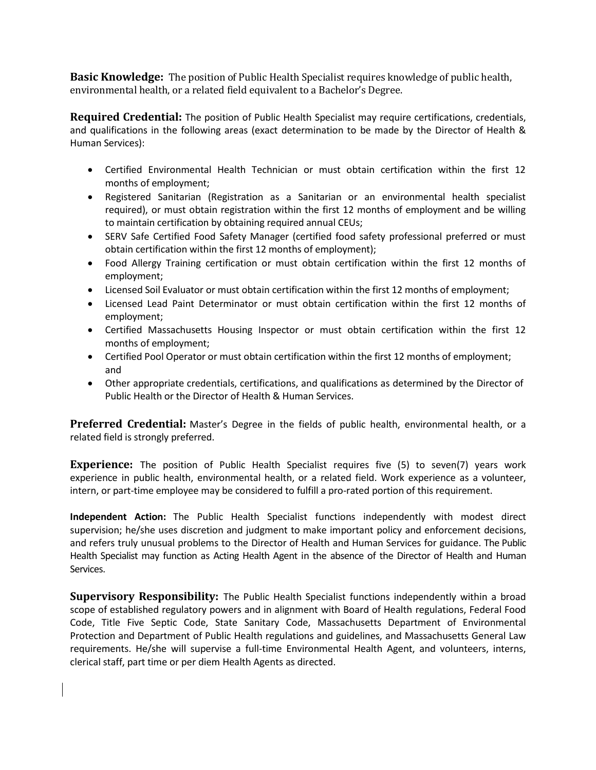**Basic Knowledge:** The position of Public Health Specialist requires knowledge of public health, environmental health, or a related field equivalent to a Bachelor's Degree.

**Required Credential:** The position of Public Health Specialist may require certifications, credentials, and qualifications in the following areas (exact determination to be made by the Director of Health & Human Services):

- Certified Environmental Health Technician or must obtain certification within the first 12 months of employment;
- Registered Sanitarian (Registration as a Sanitarian or an environmental health specialist required), or must obtain registration within the first 12 months of employment and be willing to maintain certification by obtaining required annual CEUs;
- SERV Safe Certified Food Safety Manager (certified food safety professional preferred or must obtain certification within the first 12 months of employment);
- Food Allergy Training certification or must obtain certification within the first 12 months of employment;
- Licensed Soil Evaluator or must obtain certification within the first 12 months of employment;
- Licensed Lead Paint Determinator or must obtain certification within the first 12 months of employment;
- Certified Massachusetts Housing Inspector or must obtain certification within the first 12 months of employment;
- Certified Pool Operator or must obtain certification within the first 12 months of employment; and
- Other appropriate credentials, certifications, and qualifications as determined by the Director of Public Health or the Director of Health & Human Services.

**Preferred Credential:** Master's Degree in the fields of public health, environmental health, or a related field is strongly preferred.

**Experience:** The position of Public Health Specialist requires five (5) to seven(7) years work experience in public health, environmental health, or a related field. Work experience as a volunteer, intern, or part-time employee may be considered to fulfill a pro-rated portion of this requirement.

**Independent Action:** The Public Health Specialist functions independently with modest direct supervision; he/she uses discretion and judgment to make important policy and enforcement decisions, and refers truly unusual problems to the Director of Health and Human Services for guidance. The Public Health Specialist may function as Acting Health Agent in the absence of the Director of Health and Human Services.

**Supervisory Responsibility:** The Public Health Specialist functions independently within a broad scope of established regulatory powers and in alignment with Board of Health regulations, Federal Food Code, Title Five Septic Code, State Sanitary Code, Massachusetts Department of Environmental Protection and Department of Public Health regulations and guidelines, and Massachusetts General Law requirements. He/she will supervise a full-time Environmental Health Agent, and volunteers, interns, clerical staff, part time or per diem Health Agents as directed.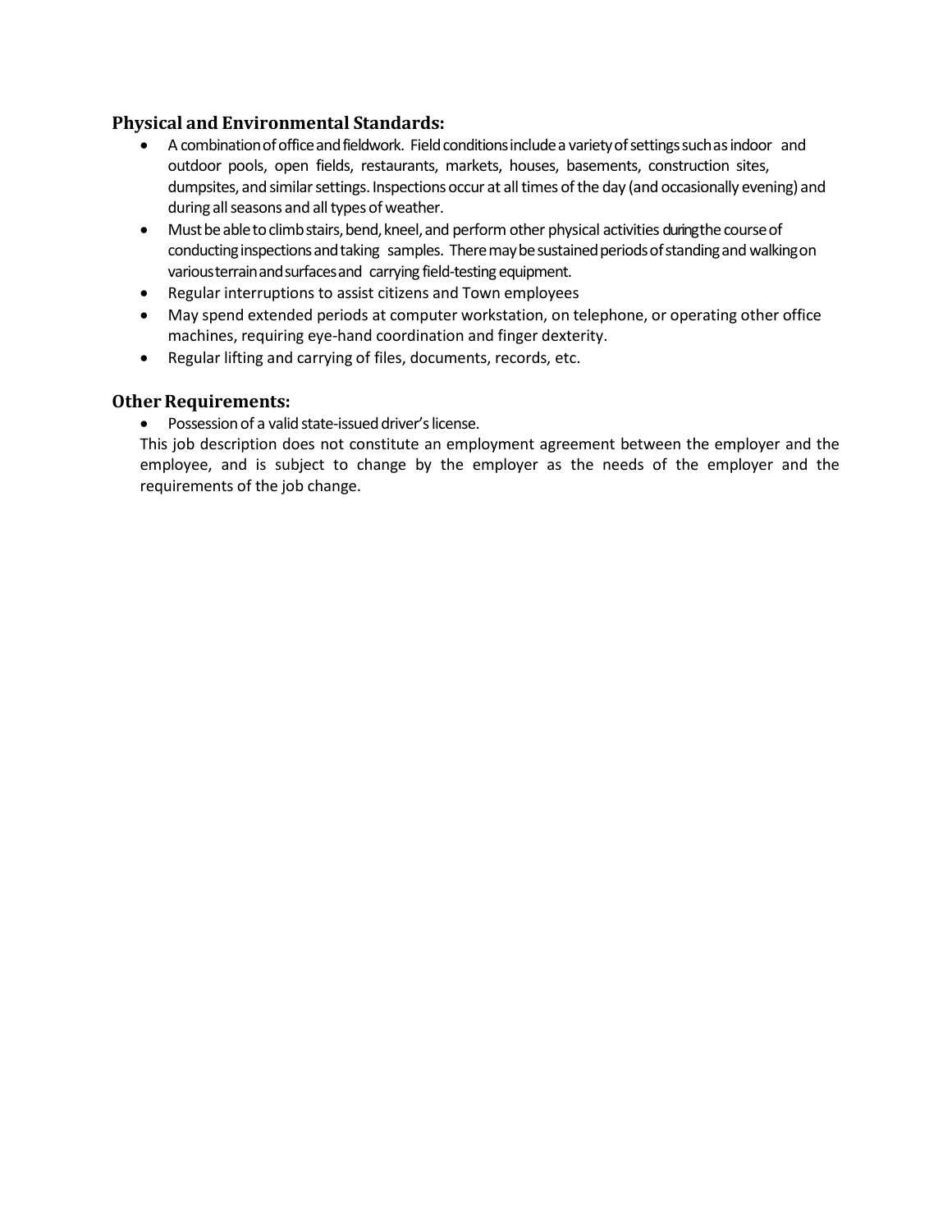### Physical and Environmental Standards:

- A combination of office and fieldwork. Field conditions include a variety of settings such as indoor and outdoor pools, open fields, restaurants, markets, houses, basements, construction sites, dumpsites, and similar settings. Inspections occur at all times of the day (and occasionally evening) and during all seasons and all types of weather.
- Must be able to climb stairs, bend, kneel, and perform other physical activities during the course of conducting inspections and taking samples. There may be sustained periods of standing and walking on various terrain and surfaces and carrying field-testing equipment.
- Regular interruptions to assist citizens and Town employees
- May spend extended periods at computer workstation, on telephone, or operating other office machines, requiring eye-hand coordination and finger dexterity.
- Regular lifting and carrying of files, documents, records, etc.

### Other Requirements:

- Possession of a valid state-issued driver's license.

This job description does not constitute an employment agreement between the employer and the employee, and is subject to change by the employer as the needs of the employer and the requirements of the job change.